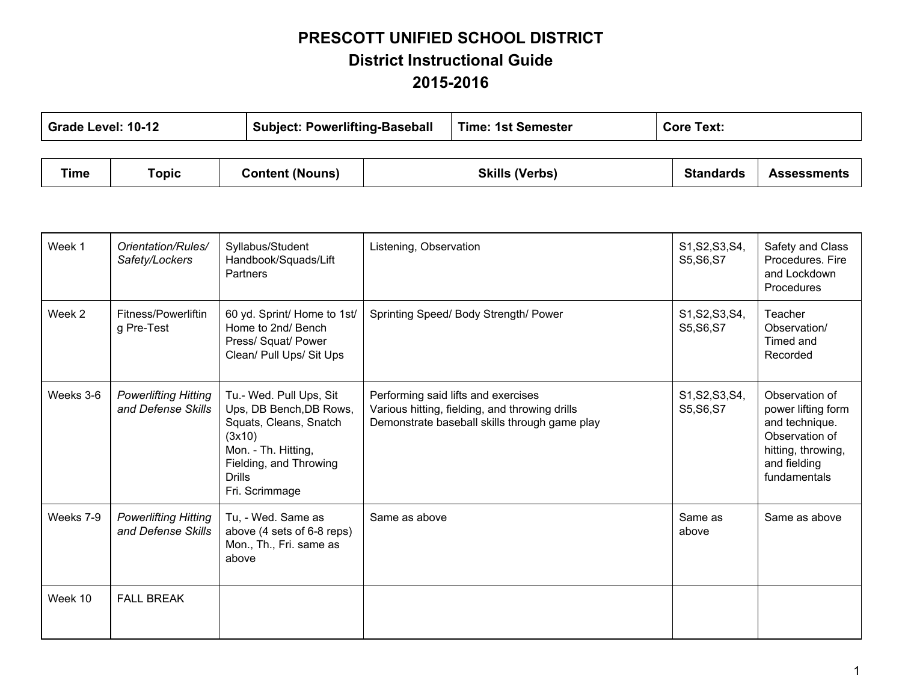# PRESCOTT UNIFIED SCHOOL DISTRICT
## District Instructional Guide
## 2015-2016

| Grade Level: 10-12 | Subject: Powerlifting-Baseball | Time: 1st Semester | Core Text: |
|---|---|---|---|

| Time | Topic | Content (Nouns) | Skills (Verbs) | Standards | Assessments |
|---|---|---|---|---|---|
| Week 1 | *Orientation/Rules/ Safety/Lockers* | Syllabus/Student Handbook/Squads/Lift Partners | Listening, Observation | S1,S2,S3,S4, S5,S6,S7 | Safety and Class Procedures. Fire and Lockdown Procedures |
| Week 2 | Fitness/Powerlifting Pre-Test | 60 yd. Sprint/ Home to 1st/ Home to 2nd/ Bench Press/ Squat/ Power Clean/ Pull Ups/ Sit Ups | Sprinting Speed/ Body Strength/ Power | S1,S2,S3,S4, S5,S6,S7 | Teacher Observation/ Timed and Recorded |
| Weeks 3-6 | *Powerlifting Hitting and Defense Skills* | Tu.- Wed. Pull Ups, Sit Ups, DB Bench,DB Rows, Squats, Cleans, Snatch (3x10)<br>Mon. - Th. Hitting, Fielding, and Throwing Drills<br>Fri. Scrimmage | Performing said lifts and exercises<br>Various hitting, fielding, and throwing drills<br>Demonstrate baseball skills through game play | S1,S2,S3,S4, S5,S6,S7 | Observation of power lifting form and technique. Observation of hitting, throwing, and fielding fundamentals |
| Weeks 7-9 | *Powerlifting Hitting and Defense Skills* | Tu, - Wed. Same as above (4 sets of 6-8 reps)<br>Mon., Th., Fri. same as above | Same as above | Same as above | Same as above |
| Week 10 | FALL BREAK | | | | |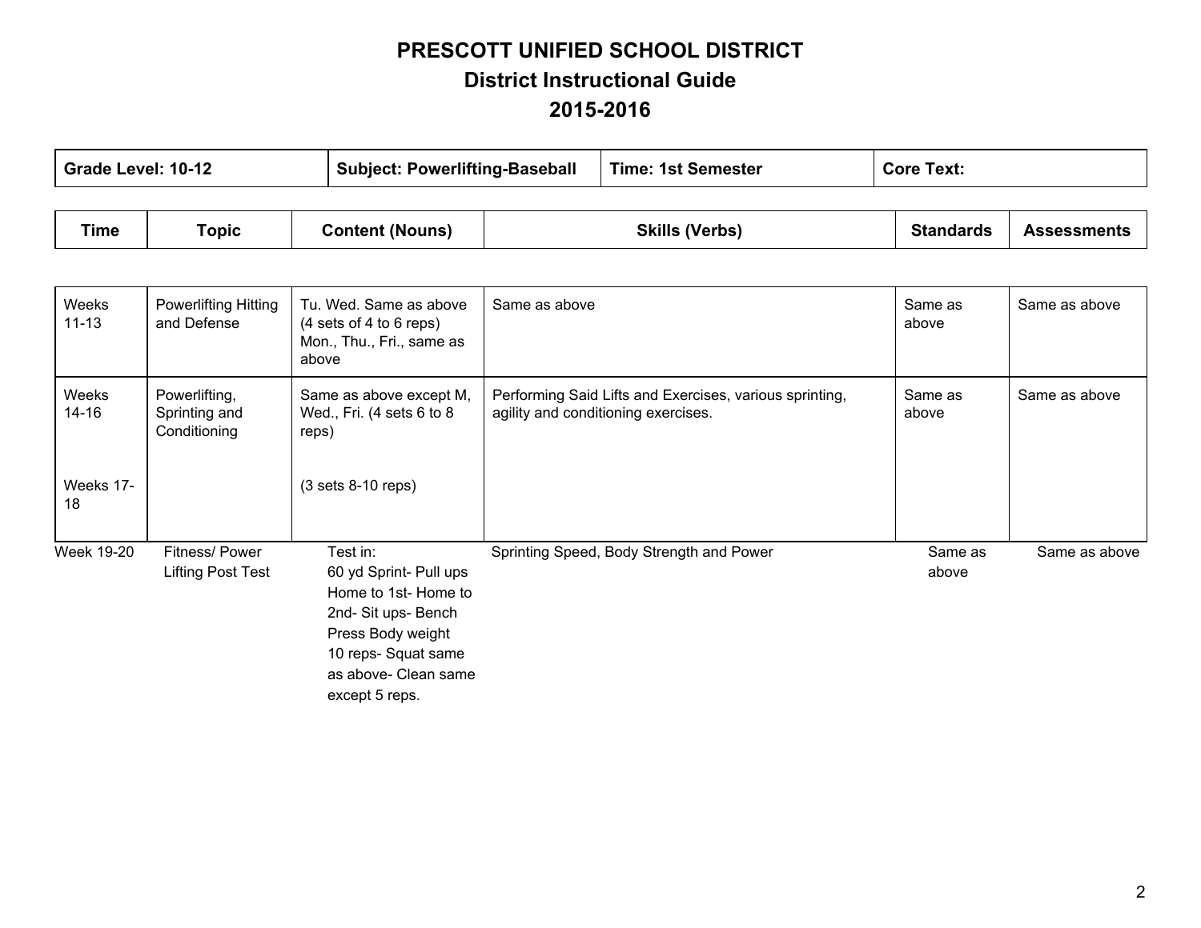# PRESCOTT UNIFIED SCHOOL DISTRICT
## District Instructional Guide
## 2015-2016

| Grade Level: 10-12 | Subject: Powerlifting-Baseball | Time: 1st Semester | Core Text: |
|---|---|---|---|

| Time | Topic | Content (Nouns) | Skills (Verbs) | Standards | Assessments |
|---|---|---|---|---|---|
| Weeks 11-13 | Powerlifting Hitting and Defense | Tu. Wed. Same as above (4 sets of 4 to 6 reps) Mon., Thu., Fri., same as above | Same as above | Same as above | Same as above |
| Weeks 14-16 | Powerlifting, Sprinting and Conditioning | Same as above except M, Wed., Fri. (4 sets 6 to 8 reps) | Performing Said Lifts and Exercises, various sprinting, agility and conditioning exercises. | Same as above | Same as above |
| Weeks 17-18 | | (3 sets 8-10 reps) | | | |
| Week 19-20 | Fitness/ Power Lifting Post Test | Test in: 60 yd Sprint- Pull ups Home to 1st- Home to 2nd- Sit ups- Bench Press Body weight 10 reps- Squat same as above- Clean same except 5 reps. | Sprinting Speed, Body Strength and Power | Same as above | Same as above |